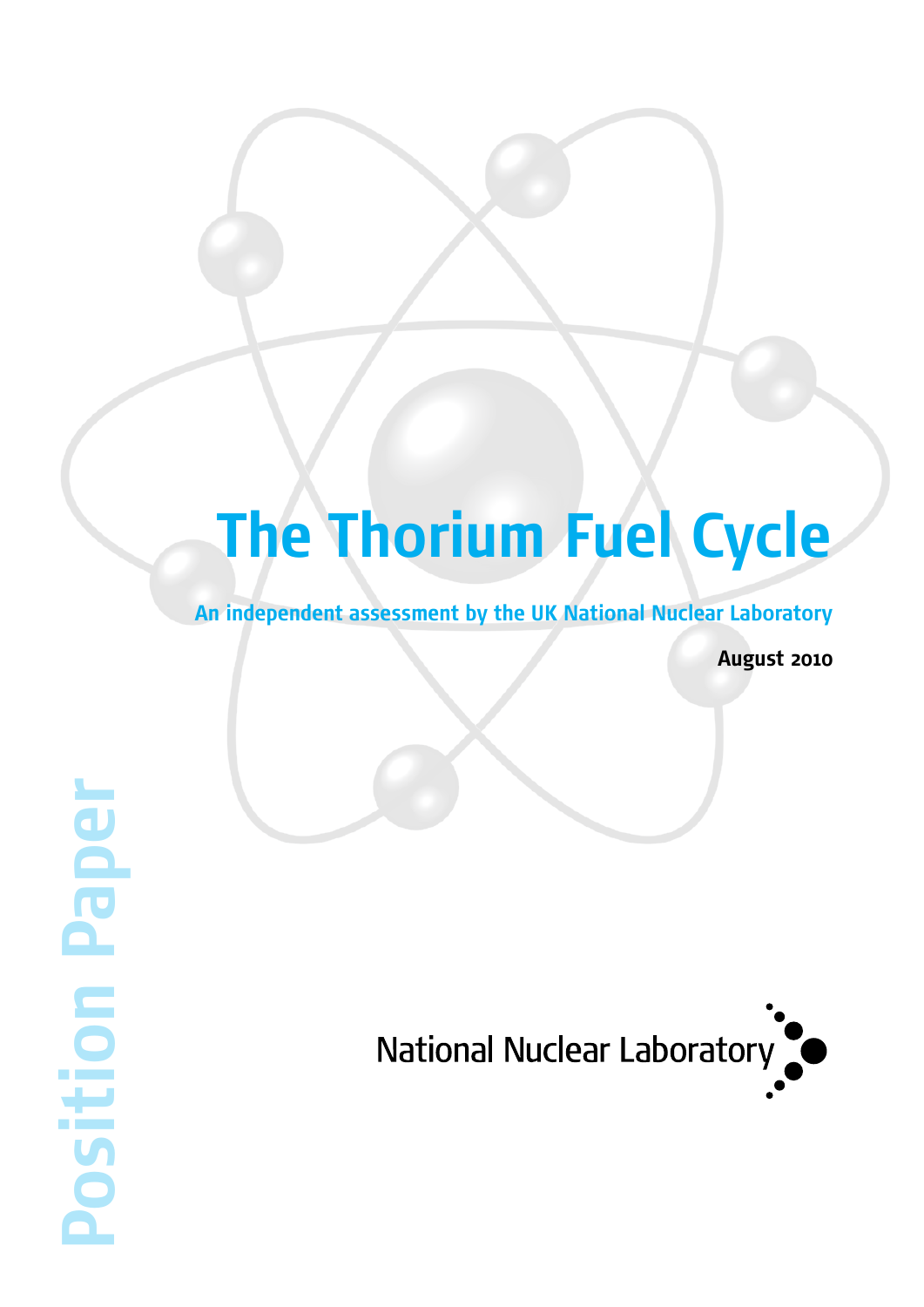# The Thorium Fuel Cycle

**An independent assessment by the UK National Nuclear Laboratory**

**August 2010**

Position Paper

National Nuclear Laboratory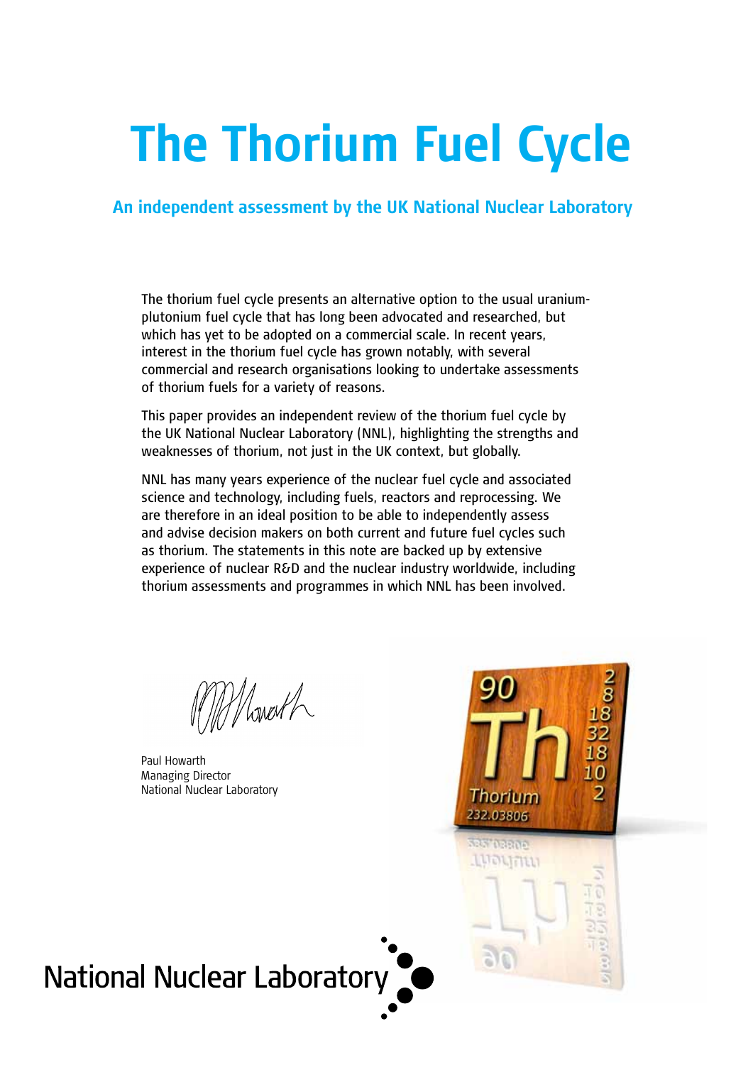# The Thorium Fuel Cycle

### An independent assessment by the UK National Nuclear Laboratory

The thorium fuel cycle presents an alternative option to the usual uranium-plutonium fuel cycle that has long been advocated and researched, but which has yet to be adopted on a commercial scale. In recent years, interest in the thorium fuel cycle has grown notably, with several commercial and research organisations looking to undertake assessments of thorium fuels for a variety of reasons.

This paper provides an independent review of the thorium fuel cycle by the UK National Nuclear Laboratory (NNL), highlighting the strengths and weaknesses of thorium, not just in the UK context, but globally.

NNL has many years experience of the nuclear fuel cycle and associated science and technology, including fuels, reactors and reprocessing. We are therefore in an ideal position to be able to independently assess and advise decision makers on both current and future fuel cycles such as thorium. The statements in this note are backed up by extensive experience of nuclear R&D and the nuclear industry worldwide, including thorium assessments and programmes in which NNL has been involved.

Paul Howarth
Managing Director
National Nuclear Laboratory

National Nuclear Laboratory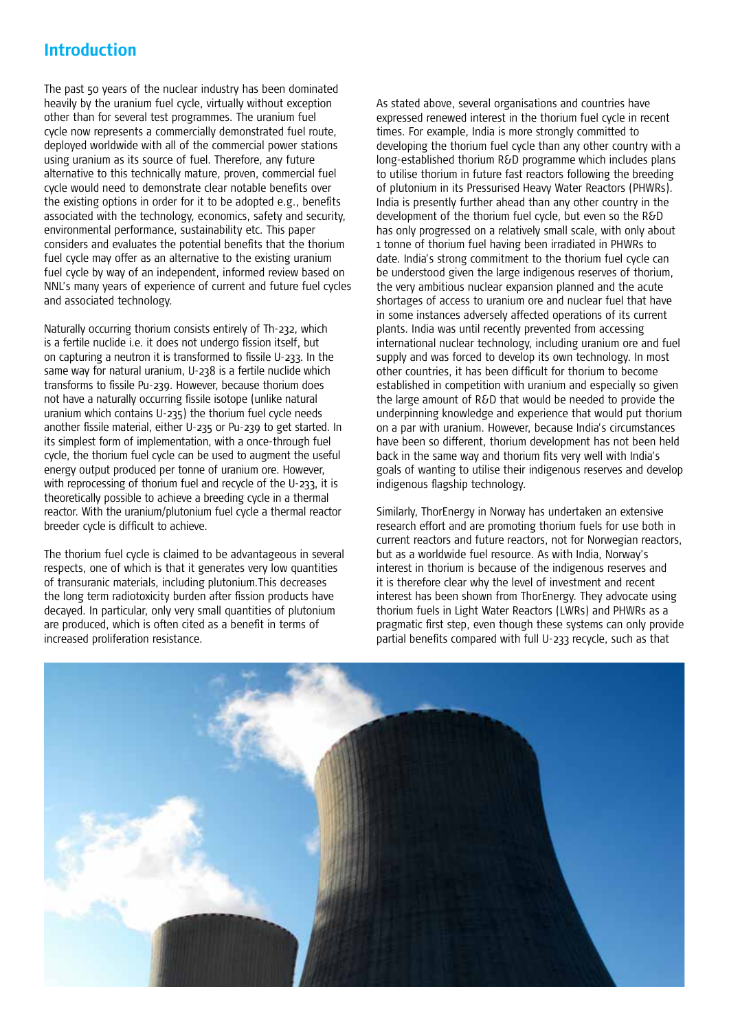## Introduction

The past 50 years of the nuclear industry has been dominated heavily by the uranium fuel cycle, virtually without exception other than for several test programmes. The uranium fuel cycle now represents a commercially demonstrated fuel route, deployed worldwide with all of the commercial power stations using uranium as its source of fuel. Therefore, any future alternative to this technically mature, proven, commercial fuel cycle would need to demonstrate clear notable benefits over the existing options in order for it to be adopted e.g., benefits associated with the technology, economics, safety and security, environmental performance, sustainability etc. This paper considers and evaluates the potential benefits that the thorium fuel cycle may offer as an alternative to the existing uranium fuel cycle by way of an independent, informed review based on NNL's many years of experience of current and future fuel cycles and associated technology.

Naturally occurring thorium consists entirely of Th-232, which is a fertile nuclide i.e. it does not undergo fission itself, but on capturing a neutron it is transformed to fissile U-233. In the same way for natural uranium, U-238 is a fertile nuclide which transforms to fissile Pu-239. However, because thorium does not have a naturally occurring fissile isotope (unlike natural uranium which contains U-235) the thorium fuel cycle needs another fissile material, either U-235 or Pu-239 to get started. In its simplest form of implementation, with a once-through fuel cycle, the thorium fuel cycle can be used to augment the useful energy output produced per tonne of uranium ore. However, with reprocessing of thorium fuel and recycle of the U-233, it is theoretically possible to achieve a breeding cycle in a thermal reactor. With the uranium/plutonium fuel cycle a thermal reactor breeder cycle is difficult to achieve.

The thorium fuel cycle is claimed to be advantageous in several respects, one of which is that it generates very low quantities of transuranic materials, including plutonium.This decreases the long term radiotoxicity burden after fission products have decayed. In particular, only very small quantities of plutonium are produced, which is often cited as a benefit in terms of increased proliferation resistance.

As stated above, several organisations and countries have expressed renewed interest in the thorium fuel cycle in recent times. For example, India is more strongly committed to developing the thorium fuel cycle than any other country with a long-established thorium R&D programme which includes plans to utilise thorium in future fast reactors following the breeding of plutonium in its Pressurised Heavy Water Reactors (PHWRs). India is presently further ahead than any other country in the development of the thorium fuel cycle, but even so the R&D has only progressed on a relatively small scale, with only about 1 tonne of thorium fuel having been irradiated in PHWRs to date. India's strong commitment to the thorium fuel cycle can be understood given the large indigenous reserves of thorium, the very ambitious nuclear expansion planned and the acute shortages of access to uranium ore and nuclear fuel that have in some instances adversely affected operations of its current plants. India was until recently prevented from accessing international nuclear technology, including uranium ore and fuel supply and was forced to develop its own technology. In most other countries, it has been difficult for thorium to become established in competition with uranium and especially so given the large amount of R&D that would be needed to provide the underpinning knowledge and experience that would put thorium on a par with uranium. However, because India's circumstances have been so different, thorium development has not been held back in the same way and thorium fits very well with India's goals of wanting to utilise their indigenous reserves and develop indigenous flagship technology.

Similarly, ThorEnergy in Norway has undertaken an extensive research effort and are promoting thorium fuels for use both in current reactors and future reactors, not for Norwegian reactors, but as a worldwide fuel resource. As with India, Norway's interest in thorium is because of the indigenous reserves and it is therefore clear why the level of investment and recent interest has been shown from ThorEnergy. They advocate using thorium fuels in Light Water Reactors (LWRs) and PHWRs as a pragmatic first step, even though these systems can only provide partial benefits compared with full U-233 recycle, such as that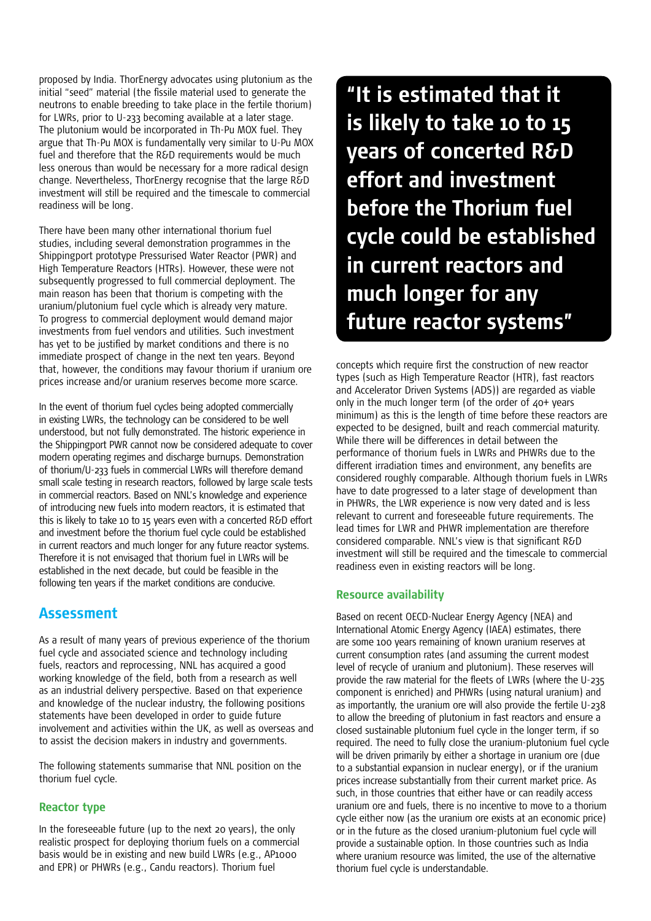proposed by India. ThorEnergy advocates using plutonium as the initial "seed" material (the fissile material used to generate the neutrons to enable breeding to take place in the fertile thorium) for LWRs, prior to U-233 becoming available at a later stage. The plutonium would be incorporated in Th-Pu MOX fuel. They argue that Th-Pu MOX is fundamentally very similar to U-Pu MOX fuel and therefore that the R&D requirements would be much less onerous than would be necessary for a more radical design change. Nevertheless, ThorEnergy recognise that the large R&D investment will still be required and the timescale to commercial readiness will be long.

There have been many other international thorium fuel studies, including several demonstration programmes in the Shippingport prototype Pressurised Water Reactor (PWR) and High Temperature Reactors (HTRs). However, these were not subsequently progressed to full commercial deployment. The main reason has been that thorium is competing with the uranium/plutonium fuel cycle which is already very mature. To progress to commercial deployment would demand major investments from fuel vendors and utilities. Such investment has yet to be justified by market conditions and there is no immediate prospect of change in the next ten years. Beyond that, however, the conditions may favour thorium if uranium ore prices increase and/or uranium reserves become more scarce.

In the event of thorium fuel cycles being adopted commercially in existing LWRs, the technology can be considered to be well understood, but not fully demonstrated. The historic experience in the Shippingport PWR cannot now be considered adequate to cover modern operating regimes and discharge burnups. Demonstration of thorium/U-233 fuels in commercial LWRs will therefore demand small scale testing in research reactors, followed by large scale tests in commercial reactors. Based on NNL's knowledge and experience of introducing new fuels into modern reactors, it is estimated that this is likely to take 10 to 15 years even with a concerted R&D effort and investment before the thorium fuel cycle could be established in current reactors and much longer for any future reactor systems. Therefore it is not envisaged that thorium fuel in LWRs will be established in the next decade, but could be feasible in the following ten years if the market conditions are conducive.

## Assessment

As a result of many years of previous experience of the thorium fuel cycle and associated science and technology including fuels, reactors and reprocessing, NNL has acquired a good working knowledge of the field, both from a research as well as an industrial delivery perspective. Based on that experience and knowledge of the nuclear industry, the following positions statements have been developed in order to guide future involvement and activities within the UK, as well as overseas and to assist the decision makers in industry and governments.

The following statements summarise that NNL position on the thorium fuel cycle.

### Reactor type

In the foreseeable future (up to the next 20 years), the only realistic prospect for deploying thorium fuels on a commercial basis would be in existing and new build LWRs (e.g., AP1000 and EPR) or PHWRs (e.g., Candu reactors). Thorium fuel concepts which require first the construction of new reactor types (such as High Temperature Reactor (HTR), fast reactors and Accelerator Driven Systems (ADS)) are regarded as viable only in the much longer term (of the order of 40+ years minimum) as this is the length of time before these reactors are expected to be designed, built and reach commercial maturity. While there will be differences in detail between the performance of thorium fuels in LWRs and PHWRs due to the different irradiation times and environment, any benefits are considered roughly comparable. Although thorium fuels in LWRs have to date progressed to a later stage of development than in PHWRs, the LWR experience is now very dated and is less relevant to current and foreseeable future requirements. The lead times for LWR and PHWR implementation are therefore considered comparable. NNL's view is that significant R&D investment will still be required and the timescale to commercial readiness even in existing reactors will be long.

**"It is estimated that it is likely to take 10 to 15 years of concerted R&D effort and investment before the Thorium fuel cycle could be established in current reactors and much longer for any future reactor systems"**

### Resource availability

Based on recent OECD-Nuclear Energy Agency (NEA) and International Atomic Energy Agency (IAEA) estimates, there are some 100 years remaining of known uranium reserves at current consumption rates (and assuming the current modest level of recycle of uranium and plutonium). These reserves will provide the raw material for the fleets of LWRs (where the U-235 component is enriched) and PHWRs (using natural uranium) and as importantly, the uranium ore will also provide the fertile U-238 to allow the breeding of plutonium in fast reactors and ensure a closed sustainable plutonium fuel cycle in the longer term, if so required. The need to fully close the uranium-plutonium fuel cycle will be driven primarily by either a shortage in uranium ore (due to a substantial expansion in nuclear energy), or if the uranium prices increase substantially from their current market price. As such, in those countries that either have or can readily access uranium ore and fuels, there is no incentive to move to a thorium cycle either now (as the uranium ore exists at an economic price) or in the future as the closed uranium-plutonium fuel cycle will provide a sustainable option. In those countries such as India where uranium resource was limited, the use of the alternative thorium fuel cycle is understandable.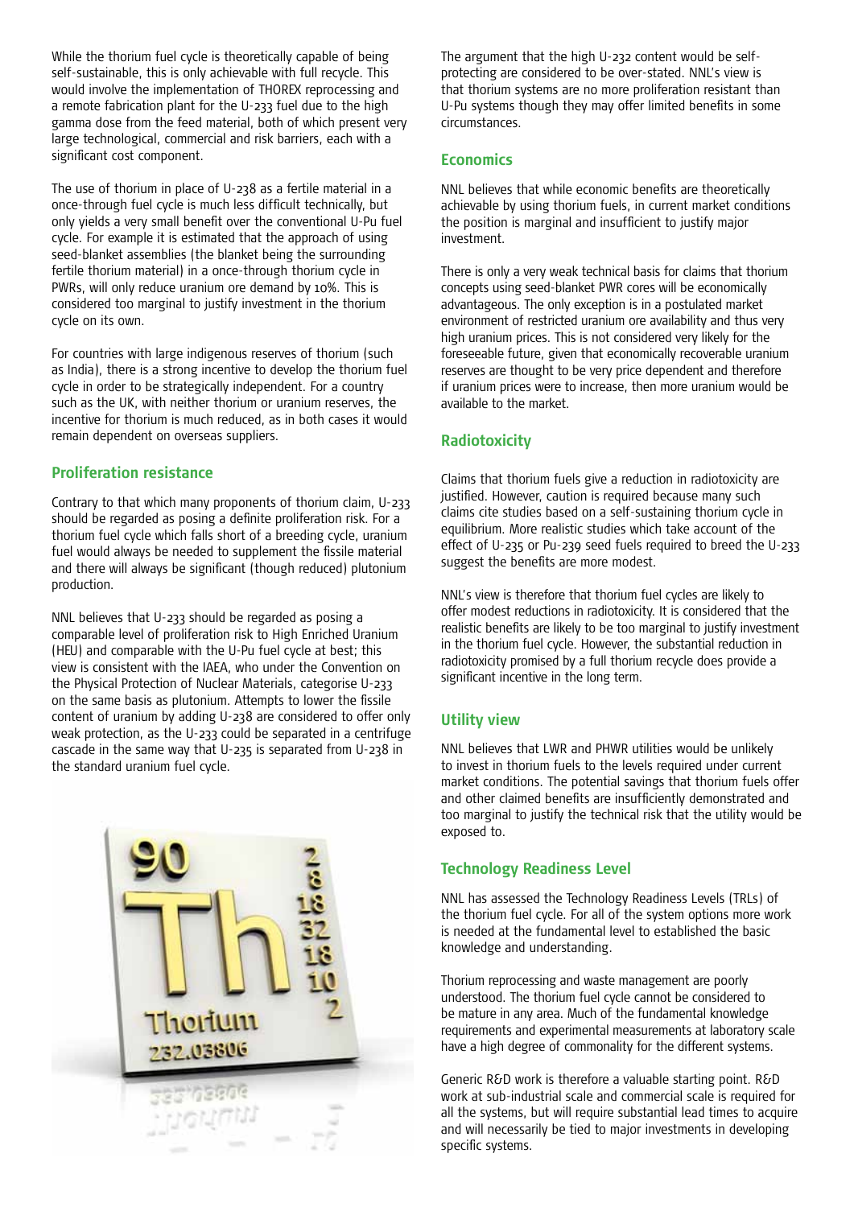While the thorium fuel cycle is theoretically capable of being self-sustainable, this is only achievable with full recycle. This would involve the implementation of THOREX reprocessing and a remote fabrication plant for the U-233 fuel due to the high gamma dose from the feed material, both of which present very large technological, commercial and risk barriers, each with a significant cost component.

The use of thorium in place of U-238 as a fertile material in a once-through fuel cycle is much less difficult technically, but only yields a very small benefit over the conventional U-Pu fuel cycle. For example it is estimated that the approach of using seed-blanket assemblies (the blanket being the surrounding fertile thorium material) in a once-through thorium cycle in PWRs, will only reduce uranium ore demand by 10%. This is considered too marginal to justify investment in the thorium cycle on its own.

For countries with large indigenous reserves of thorium (such as India), there is a strong incentive to develop the thorium fuel cycle in order to be strategically independent. For a country such as the UK, with neither thorium or uranium reserves, the incentive for thorium is much reduced, as in both cases it would remain dependent on overseas suppliers.

## Proliferation resistance

Contrary to that which many proponents of thorium claim, U-233 should be regarded as posing a definite proliferation risk. For a thorium fuel cycle which falls short of a breeding cycle, uranium fuel would always be needed to supplement the fissile material and there will always be significant (though reduced) plutonium production.

NNL believes that U-233 should be regarded as posing a comparable level of proliferation risk to High Enriched Uranium (HEU) and comparable with the U-Pu fuel cycle at best; this view is consistent with the IAEA, who under the Convention on the Physical Protection of Nuclear Materials, categorise U-233 on the same basis as plutonium. Attempts to lower the fissile content of uranium by adding U-238 are considered to offer only weak protection, as the U-233 could be separated in a centrifuge cascade in the same way that U-235 is separated from U-238 in the standard uranium fuel cycle.

The argument that the high U-232 content would be self-protecting are considered to be over-stated. NNL's view is that thorium systems are no more proliferation resistant than U-Pu systems though they may offer limited benefits in some circumstances.

## Economics

NNL believes that while economic benefits are theoretically achievable by using thorium fuels, in current market conditions the position is marginal and insufficient to justify major investment.

There is only a very weak technical basis for claims that thorium concepts using seed-blanket PWR cores will be economically advantageous. The only exception is in a postulated market environment of restricted uranium ore availability and thus very high uranium prices. This is not considered very likely for the foreseeable future, given that economically recoverable uranium reserves are thought to be very price dependent and therefore if uranium prices were to increase, then more uranium would be available to the market.

## Radiotoxicity

Claims that thorium fuels give a reduction in radiotoxicity are justified. However, caution is required because many such claims cite studies based on a self-sustaining thorium cycle in equilibrium. More realistic studies which take account of the effect of U-235 or Pu-239 seed fuels required to breed the U-233 suggest the benefits are more modest.

NNL's view is therefore that thorium fuel cycles are likely to offer modest reductions in radiotoxicity. It is considered that the realistic benefits are likely to be too marginal to justify investment in the thorium fuel cycle. However, the substantial reduction in radiotoxicity promised by a full thorium recycle does provide a significant incentive in the long term.

## Utility view

NNL believes that LWR and PHWR utilities would be unlikely to invest in thorium fuels to the levels required under current market conditions. The potential savings that thorium fuels offer and other claimed benefits are insufficiently demonstrated and too marginal to justify the technical risk that the utility would be exposed to.

## Technology Readiness Level

NNL has assessed the Technology Readiness Levels (TRLs) of the thorium fuel cycle. For all of the system options more work is needed at the fundamental level to established the basic knowledge and understanding.

Thorium reprocessing and waste management are poorly understood. The thorium fuel cycle cannot be considered to be mature in any area. Much of the fundamental knowledge requirements and experimental measurements at laboratory scale have a high degree of commonality for the different systems.

Generic R&D work is therefore a valuable starting point. R&D work at sub-industrial scale and commercial scale is required for all the systems, but will require substantial lead times to acquire and will necessarily be tied to major investments in developing specific systems.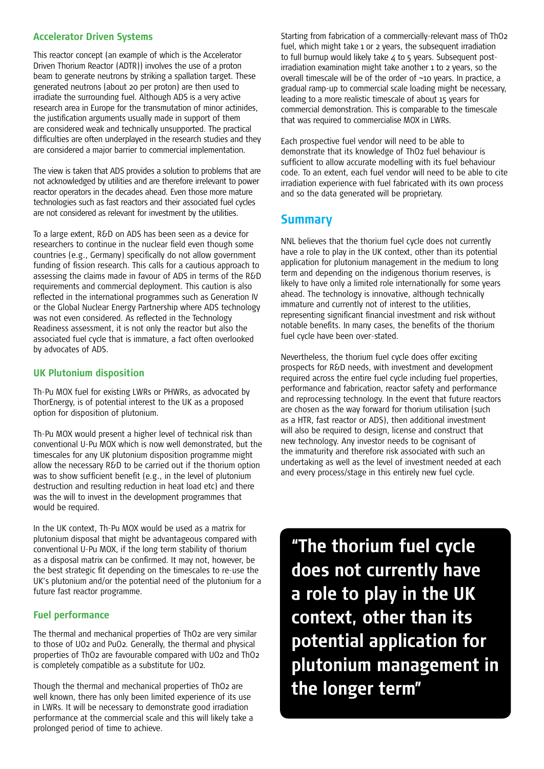### Accelerator Driven Systems

This reactor concept (an example of which is the Accelerator Driven Thorium Reactor (ADTR)) involves the use of a proton beam to generate neutrons by striking a spallation target. These generated neutrons (about 20 per proton) are then used to irradiate the surrounding fuel. Although ADS is a very active research area in Europe for the transmutation of minor actinides, the justification arguments usually made in support of them are considered weak and technically unsupported. The practical difficulties are often underplayed in the research studies and they are considered a major barrier to commercial implementation.

The view is taken that ADS provides a solution to problems that are not acknowledged by utilities and are therefore irrelevant to power reactor operators in the decades ahead. Even those more mature technologies such as fast reactors and their associated fuel cycles are not considered as relevant for investment by the utilities.

To a large extent, R&D on ADS has been seen as a device for researchers to continue in the nuclear field even though some countries (e.g., Germany) specifically do not allow government funding of fission research. This calls for a cautious approach to assessing the claims made in favour of ADS in terms of the R&D requirements and commercial deployment. This caution is also reflected in the international programmes such as Generation IV or the Global Nuclear Energy Partnership where ADS technology was not even considered. As reflected in the Technology Readiness assessment, it is not only the reactor but also the associated fuel cycle that is immature, a fact often overlooked by advocates of ADS.

### UK Plutonium disposition

Th-Pu MOX fuel for existing LWRs or PHWRs, as advocated by ThorEnergy, is of potential interest to the UK as a proposed option for disposition of plutonium.

Th-Pu MOX would present a higher level of technical risk than conventional U-Pu MOX which is now well demonstrated, but the timescales for any UK plutonium disposition programme might allow the necessary R&D to be carried out if the thorium option was to show sufficient benefit (e.g., in the level of plutonium destruction and resulting reduction in heat load etc) and there was the will to invest in the development programmes that would be required.

In the UK context, Th-Pu MOX would be used as a matrix for plutonium disposal that might be advantageous compared with conventional U-Pu MOX, if the long term stability of thorium as a disposal matrix can be confirmed. It may not, however, be the best strategic fit depending on the timescales to re-use the UK's plutonium and/or the potential need of the plutonium for a future fast reactor programme.

### Fuel performance

The thermal and mechanical properties of $ThO_2$ are very similar to those of $UO_2$ and $PuO_2$. Generally, the thermal and physical properties of $ThO_2$ are favourable compared with $UO_2$ and $ThO_2$ is completely compatible as a substitute for $UO_2$.

Though the thermal and mechanical properties of $ThO_2$ are well known, there has only been limited experience of its use in LWRs. It will be necessary to demonstrate good irradiation performance at the commercial scale and this will likely take a prolonged period of time to achieve.

Starting from fabrication of a commercially-relevant mass of $ThO_2$ fuel, which might take 1 or 2 years, the subsequent irradiation to full burnup would likely take 4 to 5 years. Subsequent post-irradiation examination might take another 1 to 2 years, so the overall timescale will be of the order of ~10 years. In practice, a gradual ramp-up to commercial scale loading might be necessary, leading to a more realistic timescale of about 15 years for commercial demonstration. This is comparable to the timescale that was required to commercialise MOX in LWRs.

Each prospective fuel vendor will need to be able to demonstrate that its knowledge of $ThO_2$ fuel behaviour is sufficient to allow accurate modelling with its fuel behaviour code. To an extent, each fuel vendor will need to be able to cite irradiation experience with fuel fabricated with its own process and so the data generated will be proprietary.

## Summary

NNL believes that the thorium fuel cycle does not currently have a role to play in the UK context, other than its potential application for plutonium management in the medium to long term and depending on the indigenous thorium reserves, is likely to have only a limited role internationally for some years ahead. The technology is innovative, although technically immature and currently not of interest to the utilities, representing significant financial investment and risk without notable benefits. In many cases, the benefits of the thorium fuel cycle have been over-stated.

Nevertheless, the thorium fuel cycle does offer exciting prospects for R&D needs, with investment and development required across the entire fuel cycle including fuel properties, performance and fabrication, reactor safety and performance and reprocessing technology. In the event that future reactors are chosen as the way forward for thorium utilisation (such as a HTR, fast reactor or ADS), then additional investment will also be required to design, license and construct that new technology. Any investor needs to be cognisant of the immaturity and therefore risk associated with such an undertaking as well as the level of investment needed at each and every process/stage in this entirely new fuel cycle.

**"The thorium fuel cycle does not currently have a role to play in the UK context, other than its potential application for plutonium management in the longer term"**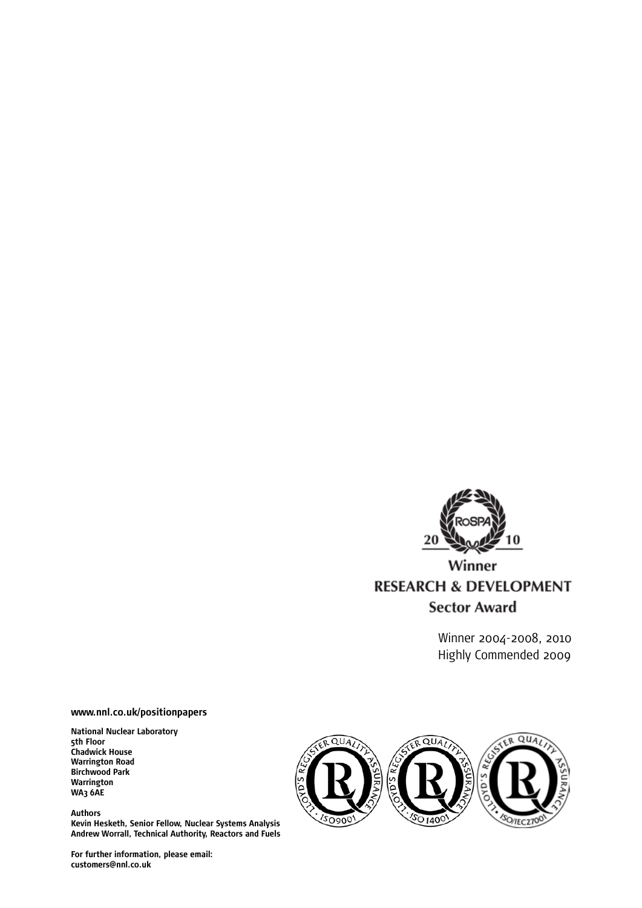Winner
RESEARCH & DEVELOPMENT
Sector Award

Winner 2004-2008, 2010
Highly Commended 2009

**www.nnl.co.uk/positionpapers**

**National Nuclear Laboratory**
**5th Floor**
**Chadwick House**
**Warrington Road**
**Birchwood Park**
**Warrington**
**WA3 6AE**

**Authors**
**Kevin Hesketh, Senior Fellow, Nuclear Systems Analysis**
**Andrew Worrall, Technical Authority, Reactors and Fuels**

**For further information, please email:**
**customers@nnl.co.uk**